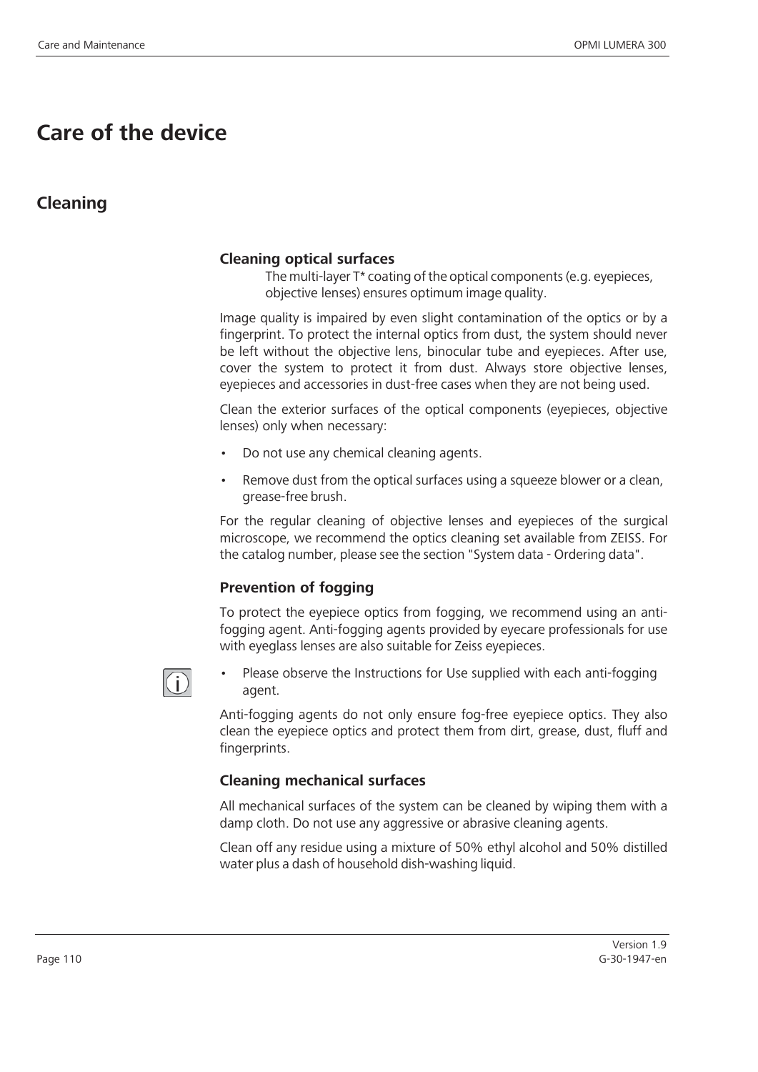# Care of the device

## Cleaning

### Cleaning optical surfaces

The multi-layer T* coating of the optical components (e.g. eyepieces, objective lenses) ensures optimum image quality.

Image quality is impaired by even slight contamination of the optics or by a fingerprint. To protect the internal optics from dust, the system should never be left without the objective lens, binocular tube and eyepieces. After use, cover the system to protect it from dust. Always store objective lenses, eyepieces and accessories in dust-free cases when they are not being used.

Clean the exterior surfaces of the optical components (eyepieces, objective lenses) only when necessary:

- Do not use any chemical cleaning agents.
- Remove dust from the optical surfaces using a squeeze blower or a clean, grease-free brush.

For the regular cleaning of objective lenses and eyepieces of the surgical microscope, we recommend the optics cleaning set available from ZEISS. For the catalog number, please see the section "System data - Ordering data".

### Prevention of fogging

To protect the eyepiece optics from fogging, we recommend using an anti-fogging agent. Anti-fogging agents provided by eyecare professionals for use with eyeglass lenses are also suitable for Zeiss eyepieces.

- Please observe the Instructions for Use supplied with each anti-fogging agent.

Anti-fogging agents do not only ensure fog-free eyepiece optics. They also clean the eyepiece optics and protect them from dirt, grease, dust, fluff and fingerprints.

### Cleaning mechanical surfaces

All mechanical surfaces of the system can be cleaned by wiping them with a damp cloth. Do not use any aggressive or abrasive cleaning agents.

Clean off any residue using a mixture of 50% ethyl alcohol and 50% distilled water plus a dash of household dish-washing liquid.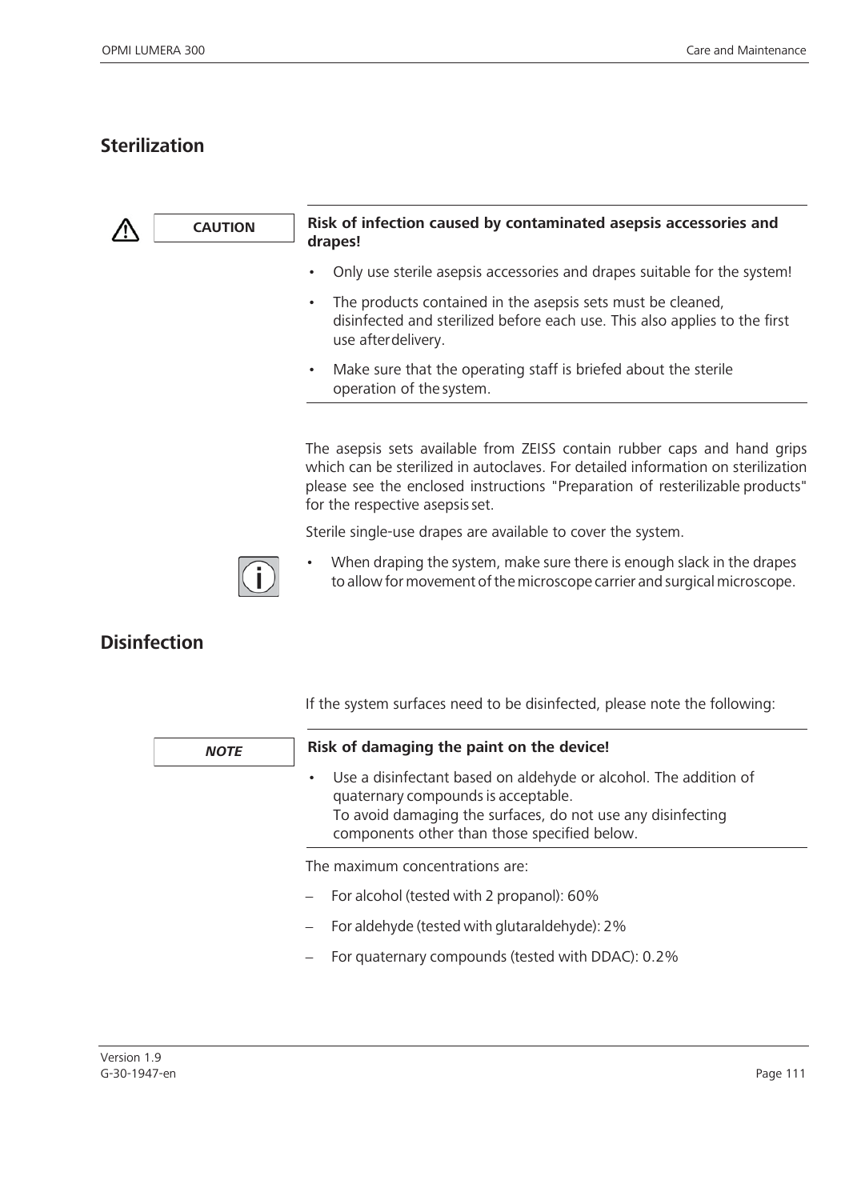## Sterilization

**CAUTION**

**Risk of infection caused by contaminated asepsis accessories and drapes!**

- Only use sterile asepsis accessories and drapes suitable for the system!
- The products contained in the asepsis sets must be cleaned, disinfected and sterilized before each use. This also applies to the first use after delivery.
- Make sure that the operating staff is briefed about the sterile operation of the system.

The asepsis sets available from ZEISS contain rubber caps and hand grips which can be sterilized in autoclaves. For detailed information on sterilization please see the enclosed instructions "Preparation of resterilizable products" for the respective asepsis set.

Sterile single-use drapes are available to cover the system.

- When draping the system, make sure there is enough slack in the drapes to allow for movement of the microscope carrier and surgical microscope.

## Disinfection

If the system surfaces need to be disinfected, please note the following:

***NOTE***

**Risk of damaging the paint on the device!**

- Use a disinfectant based on aldehyde or alcohol. The addition of quaternary compounds is acceptable.
  To avoid damaging the surfaces, do not use any disinfecting components other than those specified below.

The maximum concentrations are:

– For alcohol (tested with 2 propanol): 60%

– For aldehyde (tested with glutaraldehyde): 2%

– For quaternary compounds (tested with DDAC): 0.2%